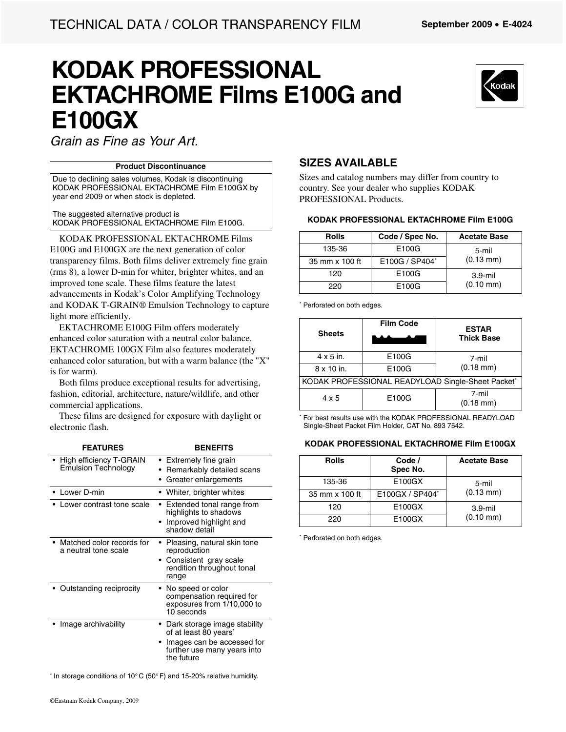TECHNICAL DATA / COLOR TRANSPARENCY FILM — September 2009 • E-4024

# KODAK PROFESSIONAL EKTACHROME Films E100G and E100GX

*Grain as Fine as Your Art.*

| Product Discontinuance |
|---|
| Due to declining sales volumes, Kodak is discontinuing KODAK PROFESSIONAL EKTACHROME Film E100GX by year end 2009 or when stock is depleted.<br><br>The suggested alternative product is KODAK PROFESSIONAL EKTACHROME Film E100G. |

KODAK PROFESSIONAL EKTACHROME Films E100G and E100GX are the next generation of color transparency films. Both films deliver extremely fine grain (rms 8), a lower D-min for whiter, brighter whites, and an improved tone scale. These films feature the latest advancements in Kodak's Color Amplifying Technology and KODAK T-GRAIN® Emulsion Technology to capture light more efficiently.

EKTACHROME E100G Film offers moderately enhanced color saturation with a neutral color balance. EKTACHROME 100GX Film also features moderately enhanced color saturation, but with a warm balance (the "X" is for warm).

Both films produce exceptional results for advertising, fashion, editorial, architecture, nature/wildlife, and other commercial applications.

These films are designed for exposure with daylight or electronic flash.

| FEATURES | BENEFITS |
|---|---|
| • High efficiency T-GRAIN Emulsion Technology | • Extremely fine grain<br>• Remarkably detailed scans<br>• Greater enlargements |
| • Lower D-min | • Whiter, brighter whites |
| • Lower contrast tone scale | • Extended tonal range from highlights to shadows<br>• Improved highlight and shadow detail |
| • Matched color records for a neutral tone scale | • Pleasing, natural skin tone reproduction<br>• Consistent gray scale rendition throughout tonal range |
| • Outstanding reciprocity | • No speed or color compensation required for exposures from 1/10,000 to 10 seconds |
| • Image archivability | • Dark storage image stability of at least 80 years*<br>• Images can be accessed for further use many years into the future |

\* In storage conditions of 10° C (50° F) and 15-20% relative humidity.

## SIZES AVAILABLE

Sizes and catalog numbers may differ from country to country. See your dealer who supplies KODAK PROFESSIONAL Products.

**KODAK PROFESSIONAL EKTACHROME Film E100G**

| Rolls | Code / Spec No. | Acetate Base |
|---|---|---|
| 135-36 | E100G | 5-mil (0.13 mm) |
| 35 mm x 100 ft | E100G / SP404* | |
| 120 | E100G | 3.9-mil (0.10 mm) |
| 220 | E100G | |

\* Perforated on both edges.

| Sheets | Film Code | ESTAR Thick Base |
|---|---|---|
| 4 x 5 in. | E100G | 7-mil (0.18 mm) |
| 8 x 10 in. | E100G | |
| KODAK PROFESSIONAL READYLOAD Single-Sheet Packet* | | |
| 4 x 5 | E100G | 7-mil (0.18 mm) |

\* For best results use with the KODAK PROFESSIONAL READYLOAD Single-Sheet Packet Film Holder, CAT No. 893 7542.

**KODAK PROFESSIONAL EKTACHROME Film E100GX**

| Rolls | Code / Spec No. | Acetate Base |
|---|---|---|
| 135-36 | E100GX | 5-mil (0.13 mm) |
| 35 mm x 100 ft | E100GX / SP404* | |
| 120 | E100GX | 3.9-mil (0.10 mm) |
| 220 | E100GX | |

\* Perforated on both edges.

©Eastman Kodak Company, 2009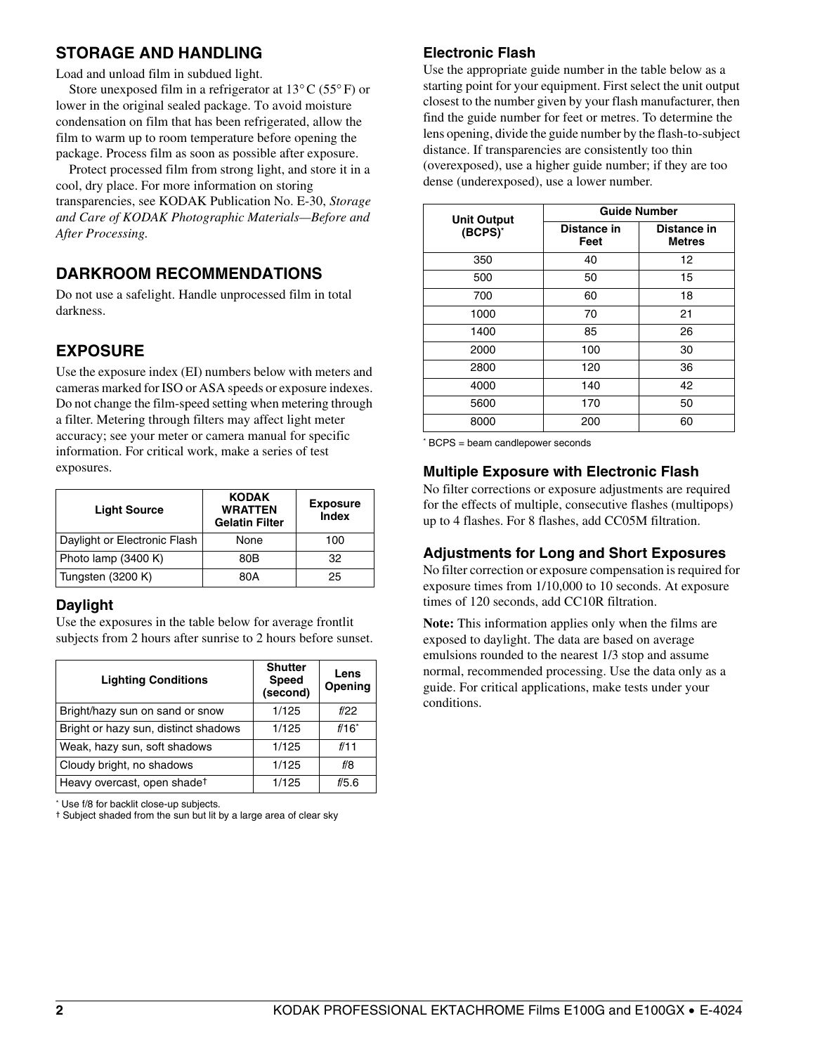## STORAGE AND HANDLING

Load and unload film in subdued light.

Store unexposed film in a refrigerator at 13° C (55° F) or lower in the original sealed package. To avoid moisture condensation on film that has been refrigerated, allow the film to warm up to room temperature before opening the package. Process film as soon as possible after exposure.

Protect processed film from strong light, and store it in a cool, dry place. For more information on storing transparencies, see KODAK Publication No. E-30, *Storage and Care of KODAK Photographic Materials—Before and After Processing.*

## DARKROOM RECOMMENDATIONS

Do not use a safelight. Handle unprocessed film in total darkness.

## EXPOSURE

Use the exposure index (EI) numbers below with meters and cameras marked for ISO or ASA speeds or exposure indexes. Do not change the film-speed setting when metering through a filter. Metering through filters may affect light meter accuracy; see your meter or camera manual for specific information. For critical work, make a series of test exposures.

| Light Source | KODAK WRATTEN Gelatin Filter | Exposure Index |
|---|---|---|
| Daylight or Electronic Flash | None | 100 |
| Photo lamp (3400 K) | 80B | 32 |
| Tungsten (3200 K) | 80A | 25 |

### Daylight

Use the exposures in the table below for average frontlit subjects from 2 hours after sunrise to 2 hours before sunset.

| Lighting Conditions | Shutter Speed (second) | Lens Opening |
|---|---|---|
| Bright/hazy sun on sand or snow | 1/125 | *f*/22 |
| Bright or hazy sun, distinct shadows | 1/125 | *f*/16* |
| Weak, hazy sun, soft shadows | 1/125 | *f*/11 |
| Cloudy bright, no shadows | 1/125 | *f*/8 |
| Heavy overcast, open shade† | 1/125 | *f*/5.6 |

\* Use f/8 for backlit close-up subjects.

† Subject shaded from the sun but lit by a large area of clear sky

### Electronic Flash

Use the appropriate guide number in the table below as a starting point for your equipment. First select the unit output closest to the number given by your flash manufacturer, then find the guide number for feet or metres. To determine the lens opening, divide the guide number by the flash-to-subject distance. If transparencies are consistently too thin (overexposed), use a higher guide number; if they are too dense (underexposed), use a lower number.

| Unit Output (BCPS)* | Guide Number | |
|---|---|---|
| | Distance in Feet | Distance in Metres |
| 350 | 40 | 12 |
| 500 | 50 | 15 |
| 700 | 60 | 18 |
| 1000 | 70 | 21 |
| 1400 | 85 | 26 |
| 2000 | 100 | 30 |
| 2800 | 120 | 36 |
| 4000 | 140 | 42 |
| 5600 | 170 | 50 |
| 8000 | 200 | 60 |

\* BCPS = beam candlepower seconds

### Multiple Exposure with Electronic Flash

No filter corrections or exposure adjustments are required for the effects of multiple, consecutive flashes (multipops) up to 4 flashes. For 8 flashes, add CC05M filtration.

### Adjustments for Long and Short Exposures

No filter correction or exposure compensation is required for exposure times from 1/10,000 to 10 seconds. At exposure times of 120 seconds, add CC10R filtration.

**Note:** This information applies only when the films are exposed to daylight. The data are based on average emulsions rounded to the nearest 1/3 stop and assume normal, recommended processing. Use the data only as a guide. For critical applications, make tests under your conditions.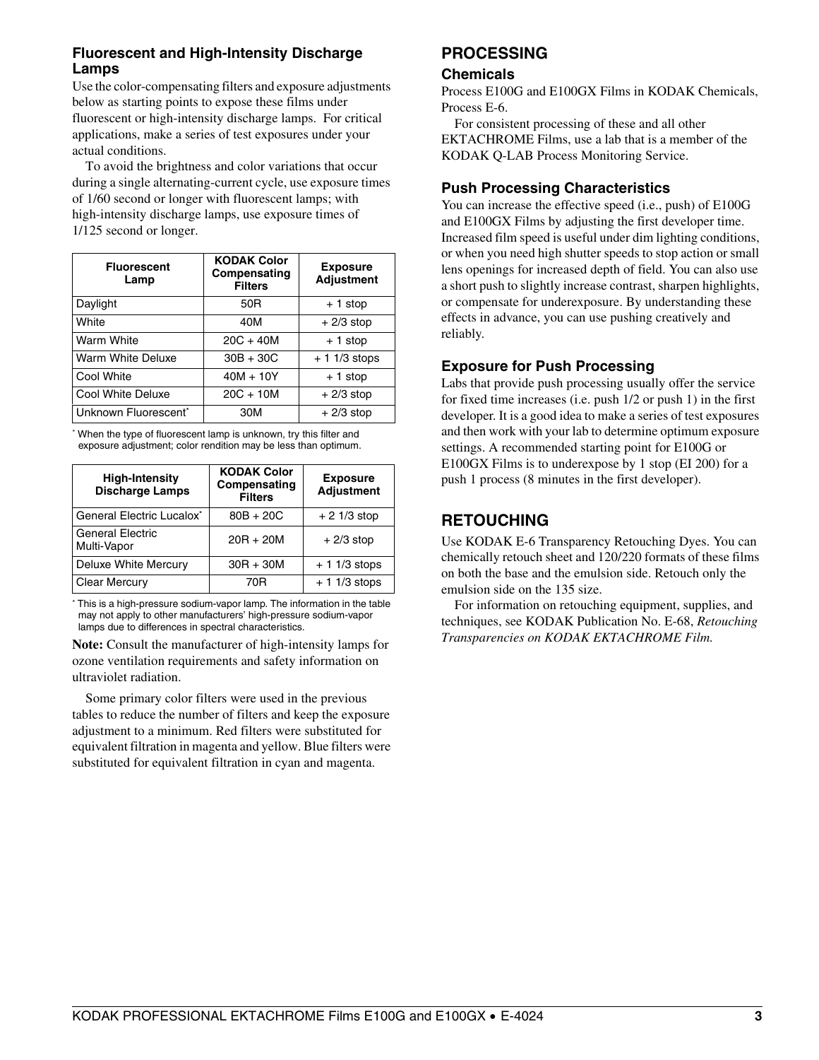### Fluorescent and High-Intensity Discharge Lamps

Use the color-compensating filters and exposure adjustments below as starting points to expose these films under fluorescent or high-intensity discharge lamps. For critical applications, make a series of test exposures under your actual conditions.

To avoid the brightness and color variations that occur during a single alternating-current cycle, use exposure times of 1/60 second or longer with fluorescent lamps; with high-intensity discharge lamps, use exposure times of 1/125 second or longer.

| Fluorescent Lamp | KODAK Color Compensating Filters | Exposure Adjustment |
|---|---|---|
| Daylight | 50R | + 1 stop |
| White | 40M | + 2/3 stop |
| Warm White | 20C + 40M | + 1 stop |
| Warm White Deluxe | 30B + 30C | + 1 1/3 stops |
| Cool White | 40M + 10Y | + 1 stop |
| Cool White Deluxe | 20C + 10M | + 2/3 stop |
| Unknown Fluorescent* | 30M | + 2/3 stop |

\* When the type of fluorescent lamp is unknown, try this filter and exposure adjustment; color rendition may be less than optimum.

| High-Intensity Discharge Lamps | KODAK Color Compensating Filters | Exposure Adjustment |
|---|---|---|
| General Electric Lucalox* | 80B + 20C | + 2 1/3 stop |
| General Electric Multi-Vapor | 20R + 20M | + 2/3 stop |
| Deluxe White Mercury | 30R + 30M | + 1 1/3 stops |
| Clear Mercury | 70R | + 1 1/3 stops |

\* This is a high-pressure sodium-vapor lamp. The information in the table may not apply to other manufacturers' high-pressure sodium-vapor lamps due to differences in spectral characteristics.

**Note:** Consult the manufacturer of high-intensity lamps for ozone ventilation requirements and safety information on ultraviolet radiation.

Some primary color filters were used in the previous tables to reduce the number of filters and keep the exposure adjustment to a minimum. Red filters were substituted for equivalent filtration in magenta and yellow. Blue filters were substituted for equivalent filtration in cyan and magenta.

## PROCESSING

### Chemicals

Process E100G and E100GX Films in KODAK Chemicals, Process E-6.

For consistent processing of these and all other EKTACHROME Films, use a lab that is a member of the KODAK Q-LAB Process Monitoring Service.

### Push Processing Characteristics

You can increase the effective speed (i.e., push) of E100G and E100GX Films by adjusting the first developer time. Increased film speed is useful under dim lighting conditions, or when you need high shutter speeds to stop action or small lens openings for increased depth of field. You can also use a short push to slightly increase contrast, sharpen highlights, or compensate for underexposure. By understanding these effects in advance, you can use pushing creatively and reliably.

### Exposure for Push Processing

Labs that provide push processing usually offer the service for fixed time increases (i.e. push 1/2 or push 1) in the first developer. It is a good idea to make a series of test exposures and then work with your lab to determine optimum exposure settings. A recommended starting point for E100G or E100GX Films is to underexpose by 1 stop (EI 200) for a push 1 process (8 minutes in the first developer).

## RETOUCHING

Use KODAK E-6 Transparency Retouching Dyes. You can chemically retouch sheet and 120/220 formats of these films on both the base and the emulsion side. Retouch only the emulsion side on the 135 size.

For information on retouching equipment, supplies, and techniques, see KODAK Publication No. E-68, *Retouching Transparencies on KODAK EKTACHROME Film.*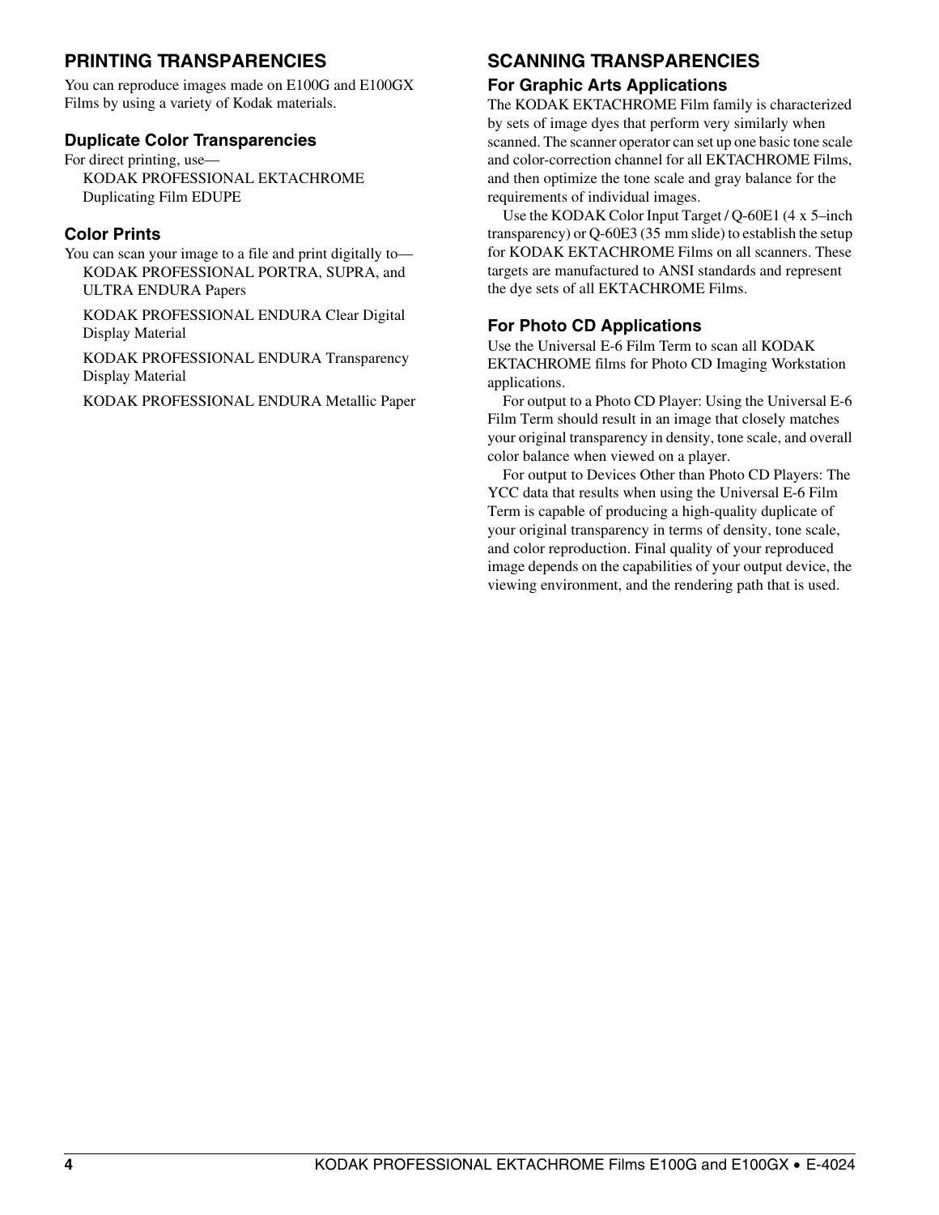## PRINTING TRANSPARENCIES

You can reproduce images made on E100G and E100GX Films by using a variety of Kodak materials.

### Duplicate Color Transparencies

For direct printing, use—

KODAK PROFESSIONAL EKTACHROME Duplicating Film EDUPE

### Color Prints

You can scan your image to a file and print digitally to—

KODAK PROFESSIONAL PORTRA, SUPRA, and ULTRA ENDURA Papers

KODAK PROFESSIONAL ENDURA Clear Digital Display Material

KODAK PROFESSIONAL ENDURA Transparency Display Material

KODAK PROFESSIONAL ENDURA Metallic Paper

## SCANNING TRANSPARENCIES

### For Graphic Arts Applications

The KODAK EKTACHROME Film family is characterized by sets of image dyes that perform very similarly when scanned. The scanner operator can set up one basic tone scale and color-correction channel for all EKTACHROME Films, and then optimize the tone scale and gray balance for the requirements of individual images.

Use the KODAK Color Input Target / Q-60E1 (4 x 5–inch transparency) or Q-60E3 (35 mm slide) to establish the setup for KODAK EKTACHROME Films on all scanners. These targets are manufactured to ANSI standards and represent the dye sets of all EKTACHROME Films.

### For Photo CD Applications

Use the Universal E-6 Film Term to scan all KODAK EKTACHROME films for Photo CD Imaging Workstation applications.

For output to a Photo CD Player: Using the Universal E-6 Film Term should result in an image that closely matches your original transparency in density, tone scale, and overall color balance when viewed on a player.

For output to Devices Other than Photo CD Players: The YCC data that results when using the Universal E-6 Film Term is capable of producing a high-quality duplicate of your original transparency in terms of density, tone scale, and color reproduction. Final quality of your reproduced image depends on the capabilities of your output device, the viewing environment, and the rendering path that is used.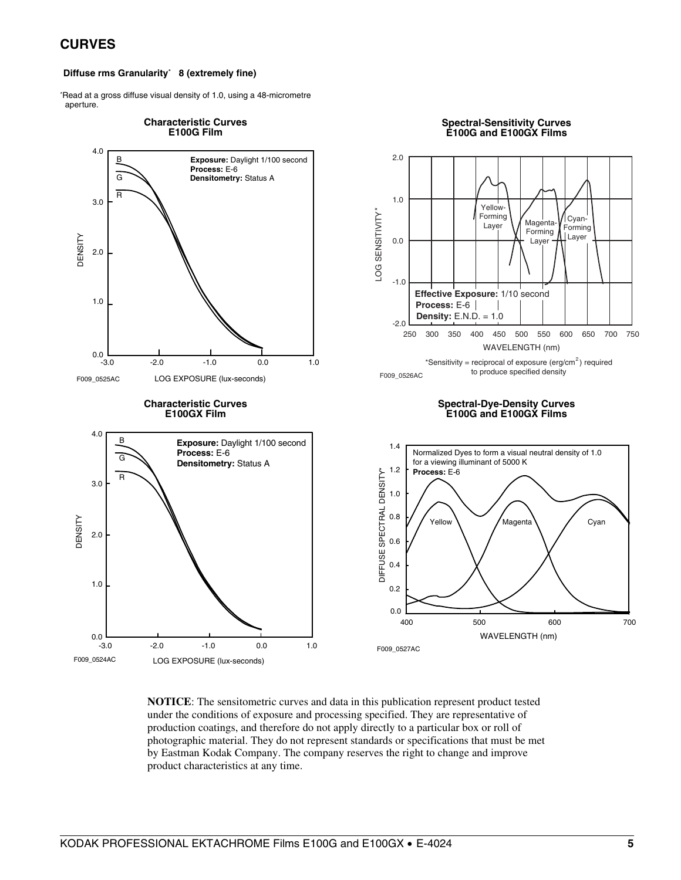## CURVES

**Diffuse rms Granularity*  8 (extremely fine)**

*Read at a gross diffuse visual density of 1.0, using a 48-micrometre aperture.

**Characteristic Curves E100G Film**

Exposure: Daylight 1/100 second
Process: E-6
Densitometry: Status A

F009_0525AC

**Spectral-Sensitivity Curves E100G and E100GX Films**

Effective Exposure: 1/10 second
Process: E-6
Density: E.N.D. = 1.0

*Sensitivity = reciprocal of exposure (erg/cm$^2$) required to produce specified density

F009_0526AC

**Characteristic Curves E100GX Film**

Exposure: Daylight 1/100 second
Process: E-6
Densitometry: Status A

F009_0524AC

**Spectral-Dye-Density Curves E100G and E100GX Films**

Normalized Dyes to form a visual neutral density of 1.0 for a viewing illuminant of 5000 K
Process: E-6

F009_0527AC

**NOTICE**: The sensitometric curves and data in this publication represent product tested under the conditions of exposure and processing specified. They are representative of production coatings, and therefore do not apply directly to a particular box or roll of photographic material. They do not represent standards or specifications that must be met by Eastman Kodak Company. The company reserves the right to change and improve product characteristics at any time.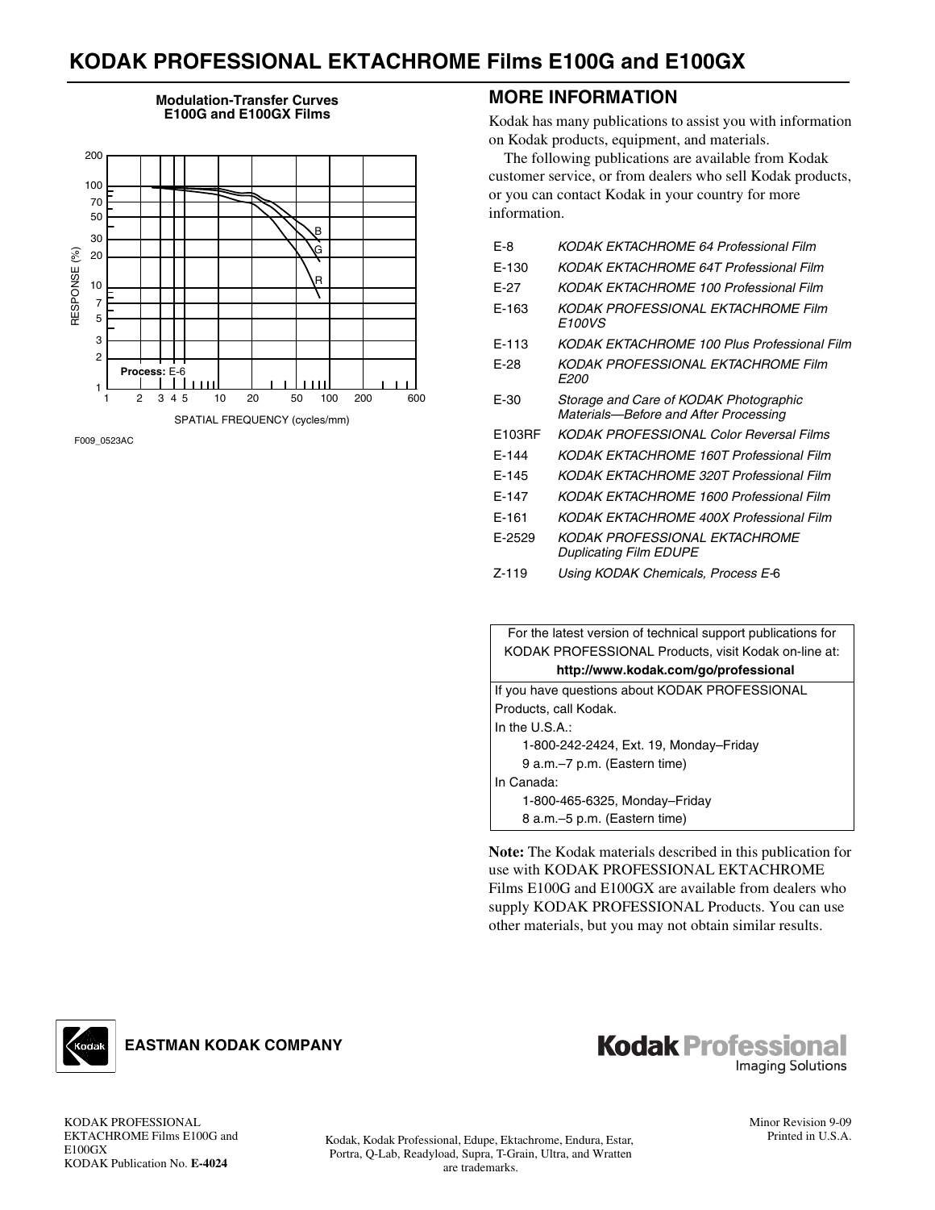# KODAK PROFESSIONAL EKTACHROME Films E100G and E100GX

**Modulation-Transfer Curves**
**E100G and E100GX Films**

200
100
70
50
30
20
10
7
5
3
2
1

RESPONSE (%)

B
G
R

**Process:** E-6

1 2 3 4 5 10 20 50 100 200 600

SPATIAL FREQUENCY (cycles/mm)

F009_0523AC

## MORE INFORMATION

Kodak has many publications to assist you with information on Kodak products, equipment, and materials.

The following publications are available from Kodak customer service, or from dealers who sell Kodak products, or you can contact Kodak in your country for more information.

| | |
|---|---|
| E-8 | *KODAK EKTACHROME 64 Professional Film* |
| E-130 | *KODAK EKTACHROME 64T Professional Film* |
| E-27 | *KODAK EKTACHROME 100 Professional Film* |
| E-163 | *KODAK PROFESSIONAL EKTACHROME Film E100VS* |
| E-113 | *KODAK EKTACHROME 100 Plus Professional Film* |
| E-28 | *KODAK PROFESSIONAL EKTACHROME Film E200* |
| E-30 | *Storage and Care of KODAK Photographic Materials—Before and After Processing* |
| E103RF | *KODAK PROFESSIONAL Color Reversal Films* |
| E-144 | *KODAK EKTACHROME 160T Professional Film* |
| E-145 | *KODAK EKTACHROME 320T Professional Film* |
| E-147 | *KODAK EKTACHROME 1600 Professional Film* |
| E-161 | *KODAK EKTACHROME 400X Professional Film* |
| E-2529 | *KODAK PROFESSIONAL EKTACHROME Duplicating Film EDUPE* |
| Z-119 | *Using KODAK Chemicals, Process E-6* |

For the latest version of technical support publications for KODAK PROFESSIONAL Products, visit Kodak on-line at:
**http://www.kodak.com/go/professional**

If you have questions about KODAK PROFESSIONAL Products, call Kodak.

In the U.S.A.:
1-800-242-2424, Ext. 19, Monday–Friday
9 a.m.–7 p.m. (Eastern time)

In Canada:
1-800-465-6325, Monday–Friday
8 a.m.–5 p.m. (Eastern time)

**Note:** The Kodak materials described in this publication for use with KODAK PROFESSIONAL EKTACHROME Films E100G and E100GX are available from dealers who supply KODAK PROFESSIONAL Products. You can use other materials, but you may not obtain similar results.

**EASTMAN KODAK COMPANY**

Kodak Professional
Imaging Solutions

KODAK PROFESSIONAL EKTACHROME Films E100G and E100GX
KODAK Publication No. **E-4024**

Kodak, Kodak Professional, Edupe, Ektachrome, Endura, Estar, Portra, Q-Lab, Readyload, Supra, T-Grain, Ultra, and Wratten are trademarks.

Minor Revision 9-09
Printed in U.S.A.